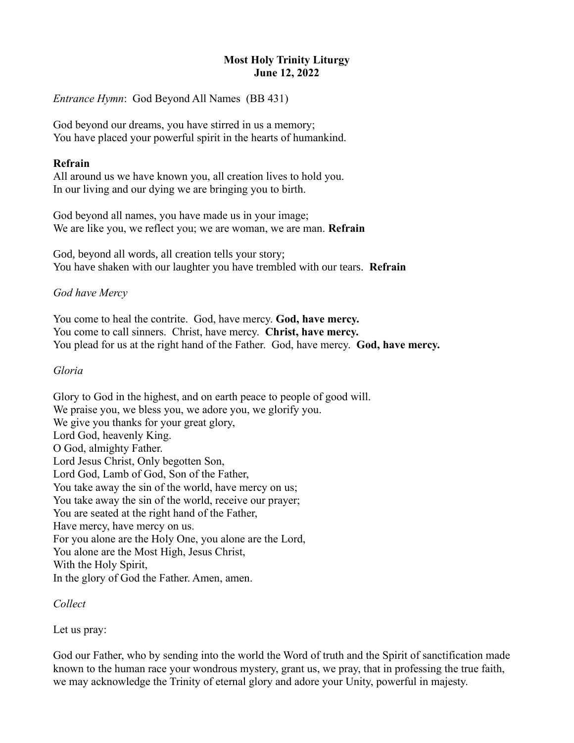**Most Holy Trinity Liturgy**
**June 12, 2022**

*Entrance Hymn*: God Beyond All Names (BB 431)

God beyond our dreams, you have stirred in us a memory;
You have placed your powerful spirit in the hearts of humankind.

**Refrain**
All around us we have known you, all creation lives to hold you.
In our living and our dying we are bringing you to birth.

God beyond all names, you have made us in your image;
We are like you, we reflect you; we are woman, we are man. **Refrain**

God, beyond all words, all creation tells your story;
You have shaken with our laughter you have trembled with our tears. **Refrain**

*God have Mercy*

You come to heal the contrite. God, have mercy. **God, have mercy.**
You come to call sinners. Christ, have mercy. **Christ, have mercy.**
You plead for us at the right hand of the Father. God, have mercy. **God, have mercy.**

*Gloria*

Glory to God in the highest, and on earth peace to people of good will.
We praise you, we bless you, we adore you, we glorify you.
We give you thanks for your great glory,
Lord God, heavenly King.
O God, almighty Father.
Lord Jesus Christ, Only begotten Son,
Lord God, Lamb of God, Son of the Father,
You take away the sin of the world, have mercy on us;
You take away the sin of the world, receive our prayer;
You are seated at the right hand of the Father,
Have mercy, have mercy on us.
For you alone are the Holy One, you alone are the Lord,
You alone are the Most High, Jesus Christ,
With the Holy Spirit,
In the glory of God the Father. Amen, amen.

*Collect*

Let us pray:

God our Father, who by sending into the world the Word of truth and the Spirit of sanctification made known to the human race your wondrous mystery, grant us, we pray, that in professing the true faith, we may acknowledge the Trinity of eternal glory and adore your Unity, powerful in majesty.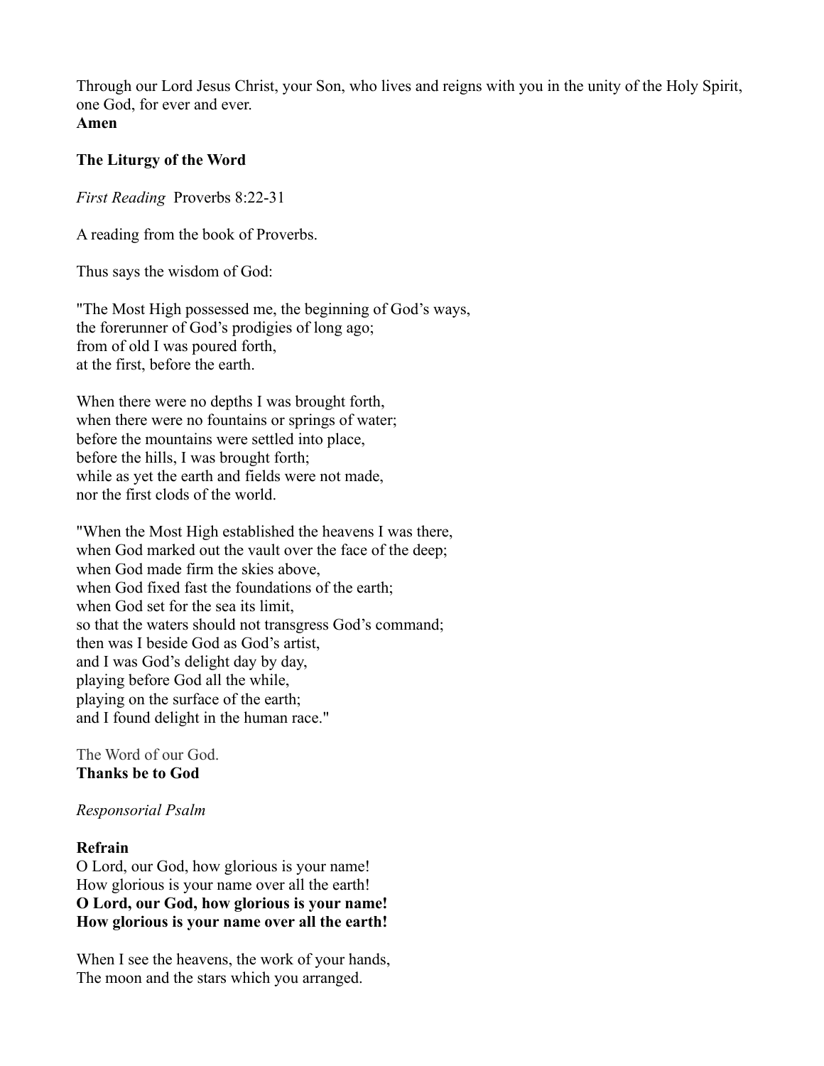Through our Lord Jesus Christ, your Son, who lives and reigns with you in the unity of the Holy Spirit, one God, for ever and ever.
**Amen**

**The Liturgy of the Word**

*First Reading* Proverbs 8:22-31

A reading from the book of Proverbs.

Thus says the wisdom of God:

"The Most High possessed me, the beginning of God's ways,
the forerunner of God's prodigies of long ago;
from of old I was poured forth,
at the first, before the earth.

When there were no depths I was brought forth,
when there were no fountains or springs of water;
before the mountains were settled into place,
before the hills, I was brought forth;
while as yet the earth and fields were not made,
nor the first clods of the world.

"When the Most High established the heavens I was there,
when God marked out the vault over the face of the deep;
when God made firm the skies above,
when God fixed fast the foundations of the earth;
when God set for the sea its limit,
so that the waters should not transgress God's command;
then was I beside God as God's artist,
and I was God's delight day by day,
playing before God all the while,
playing on the surface of the earth;
and I found delight in the human race."

The Word of our God.
**Thanks be to God**

*Responsorial Psalm*

**Refrain**
O Lord, our God, how glorious is your name!
How glorious is your name over all the earth!
**O Lord, our God, how glorious is your name!**
**How glorious is your name over all the earth!**

When I see the heavens, the work of your hands,
The moon and the stars which you arranged.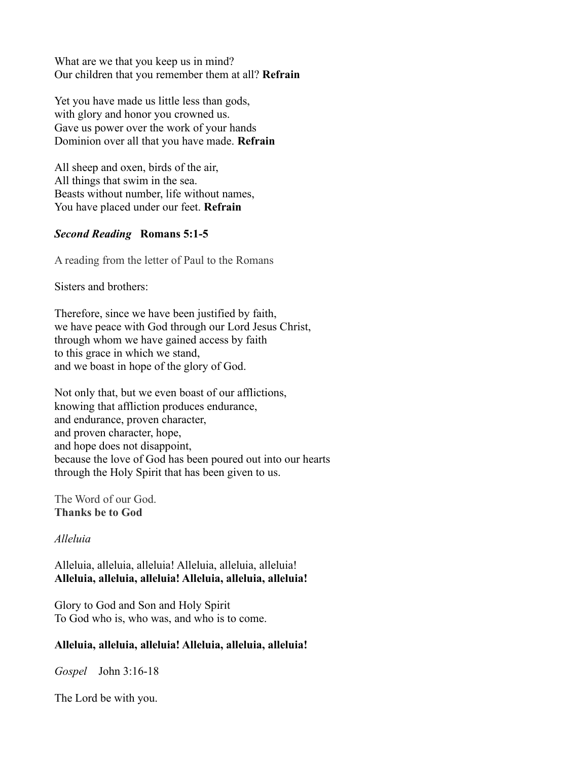What are we that you keep us in mind?
Our children that you remember them at all? **Refrain**

Yet you have made us little less than gods,
with glory and honor you crowned us.
Gave us power over the work of your hands
Dominion over all that you have made. **Refrain**

All sheep and oxen, birds of the air,
All things that swim in the sea.
Beasts without number, life without names,
You have placed under our feet. **Refrain**

***Second Reading*** **Romans 5:1-5**

A reading from the letter of Paul to the Romans

Sisters and brothers:

Therefore, since we have been justified by faith,
we have peace with God through our Lord Jesus Christ,
through whom we have gained access by faith
to this grace in which we stand,
and we boast in hope of the glory of God.

Not only that, but we even boast of our afflictions,
knowing that affliction produces endurance,
and endurance, proven character,
and proven character, hope,
and hope does not disappoint,
because the love of God has been poured out into our hearts
through the Holy Spirit that has been given to us.

The Word of our God.
**Thanks be to God**

*Alleluia*

Alleluia, alleluia, alleluia! Alleluia, alleluia, alleluia!
**Alleluia, alleluia, alleluia! Alleluia, alleluia, alleluia!**

Glory to God and Son and Holy Spirit
To God who is, who was, and who is to come.

**Alleluia, alleluia, alleluia! Alleluia, alleluia, alleluia!**

*Gospel* John 3:16-18

The Lord be with you.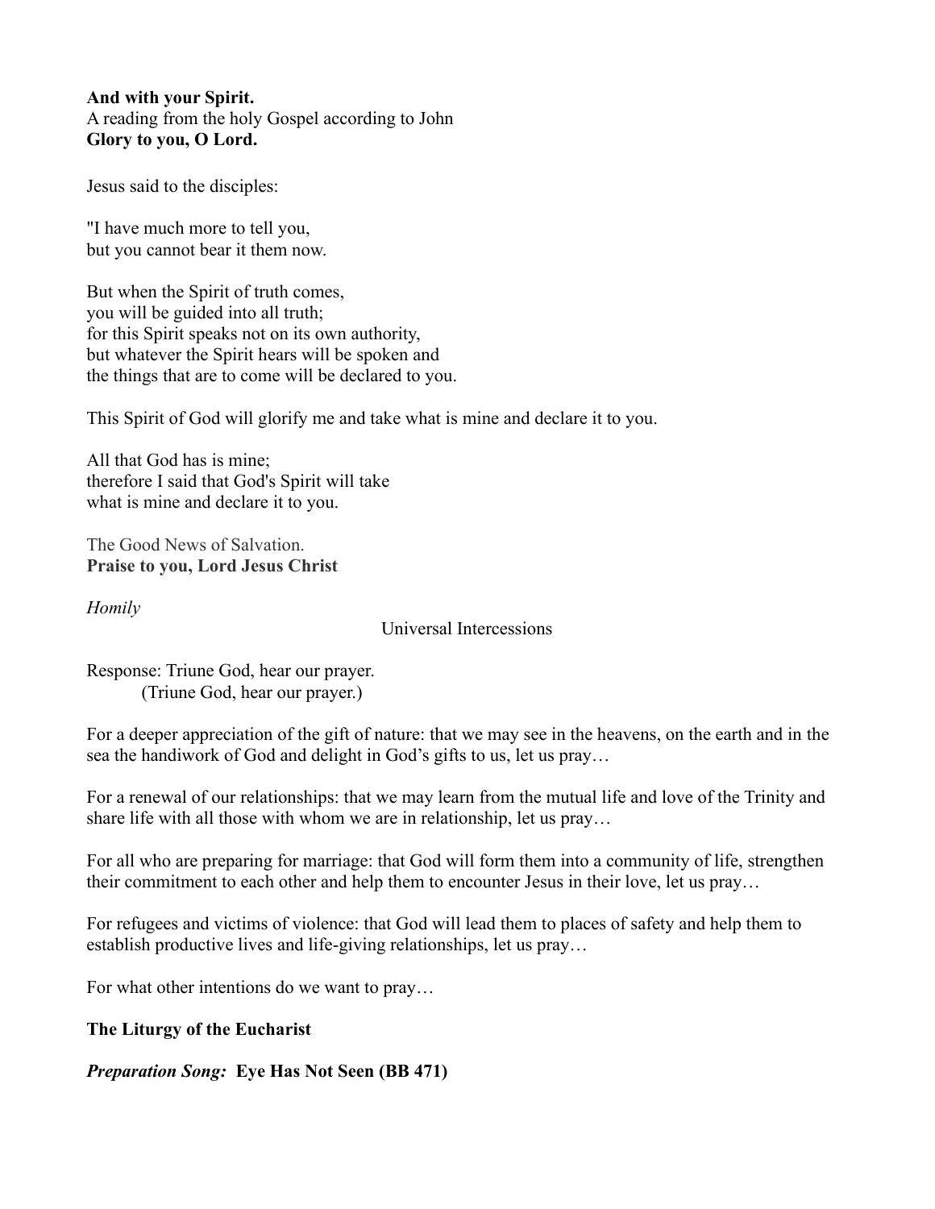**And with your Spirit.**
A reading from the holy Gospel according to John
**Glory to you, O Lord.**

Jesus said to the disciples:

"I have much more to tell you,
but you cannot bear it them now.

But when the Spirit of truth comes,
you will be guided into all truth;
for this Spirit speaks not on its own authority,
but whatever the Spirit hears will be spoken and
the things that are to come will be declared to you.

This Spirit of God will glorify me and take what is mine and declare it to you.

All that God has is mine;
therefore I said that God's Spirit will take
what is mine and declare it to you.

The Good News of Salvation.
**Praise to you, Lord Jesus Christ**

*Homily*

Universal Intercessions

Response: Triune God, hear our prayer.
(Triune God, hear our prayer.)

For a deeper appreciation of the gift of nature: that we may see in the heavens, on the earth and in the sea the handiwork of God and delight in God's gifts to us, let us pray…

For a renewal of our relationships: that we may learn from the mutual life and love of the Trinity and share life with all those with whom we are in relationship, let us pray…

For all who are preparing for marriage: that God will form them into a community of life, strengthen their commitment to each other and help them to encounter Jesus in their love, let us pray…

For refugees and victims of violence: that God will lead them to places of safety and help them to establish productive lives and life-giving relationships, let us pray…

For what other intentions do we want to pray…

**The Liturgy of the Eucharist**

***Preparation Song:* Eye Has Not Seen (BB 471)**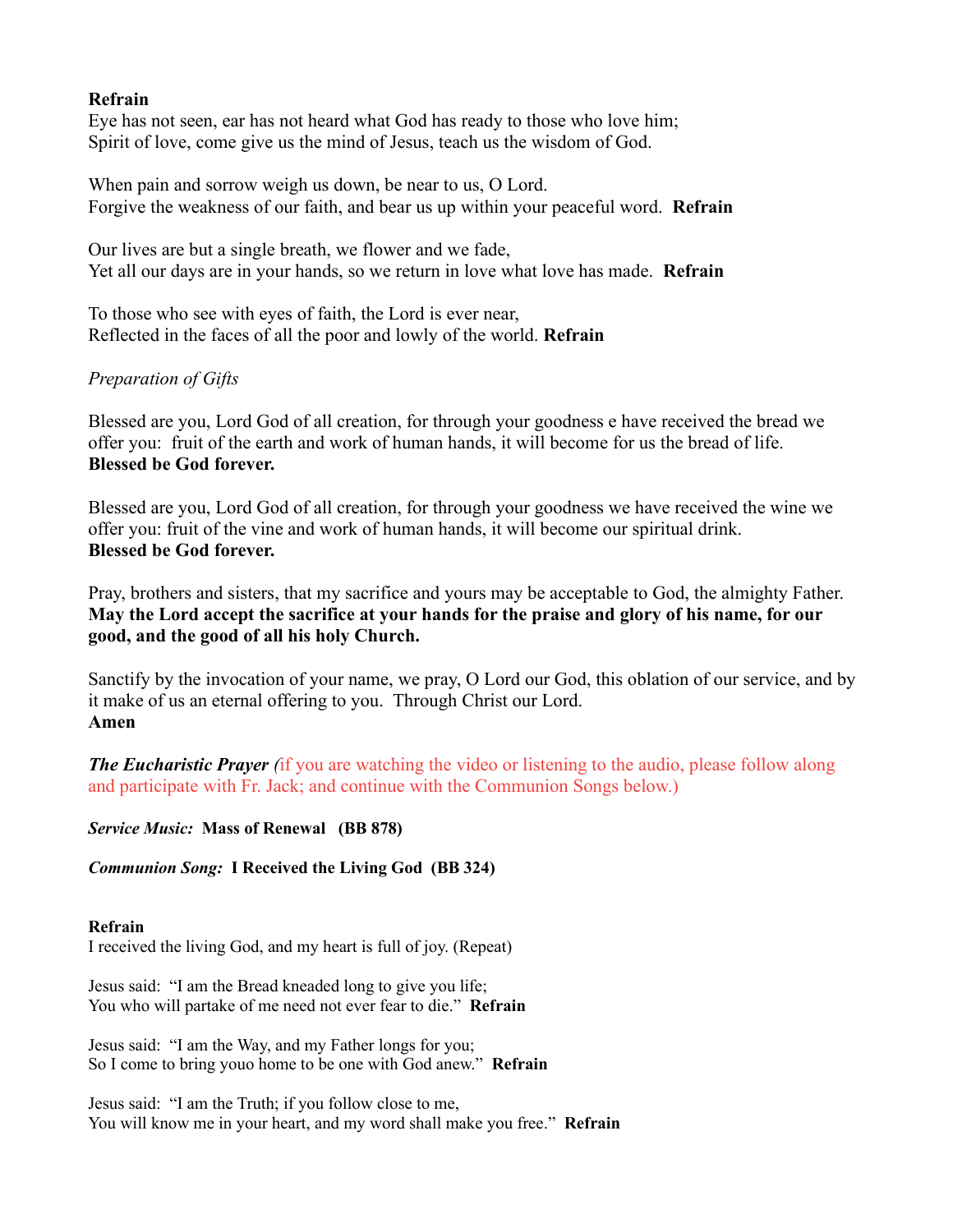**Refrain**
Eye has not seen, ear has not heard what God has ready to those who love him;
Spirit of love, come give us the mind of Jesus, teach us the wisdom of God.

When pain and sorrow weigh us down, be near to us, O Lord.
Forgive the weakness of our faith, and bear us up within your peaceful word. **Refrain**

Our lives are but a single breath, we flower and we fade,
Yet all our days are in your hands, so we return in love what love has made. **Refrain**

To those who see with eyes of faith, the Lord is ever near,
Reflected in the faces of all the poor and lowly of the world. **Refrain**

*Preparation of Gifts*

Blessed are you, Lord God of all creation, for through your goodness e have received the bread we offer you: fruit of the earth and work of human hands, it will become for us the bread of life.
**Blessed be God forever.**

Blessed are you, Lord God of all creation, for through your goodness we have received the wine we offer you: fruit of the vine and work of human hands, it will become our spiritual drink.
**Blessed be God forever.**

Pray, brothers and sisters, that my sacrifice and yours may be acceptable to God, the almighty Father.
**May the Lord accept the sacrifice at your hands for the praise and glory of his name, for our good, and the good of all his holy Church.**

Sanctify by the invocation of your name, we pray, O Lord our God, this oblation of our service, and by it make of us an eternal offering to you. Through Christ our Lord.
**Amen**

***The Eucharistic Prayer (***if you are watching the video or listening to the audio, please follow along and participate with Fr. Jack; and continue with the Communion Songs below.)

***Service Music:*** **Mass of Renewal (BB 878)**

***Communion Song:*** **I Received the Living God (BB 324)**

**Refrain**
I received the living God, and my heart is full of joy. (Repeat)

Jesus said: "I am the Bread kneaded long to give you life;
You who will partake of me need not ever fear to die." **Refrain**

Jesus said: "I am the Way, and my Father longs for you;
So I come to bring youo home to be one with God anew." **Refrain**

Jesus said: "I am the Truth; if you follow close to me,
You will know me in your heart, and my word shall make you free." **Refrain**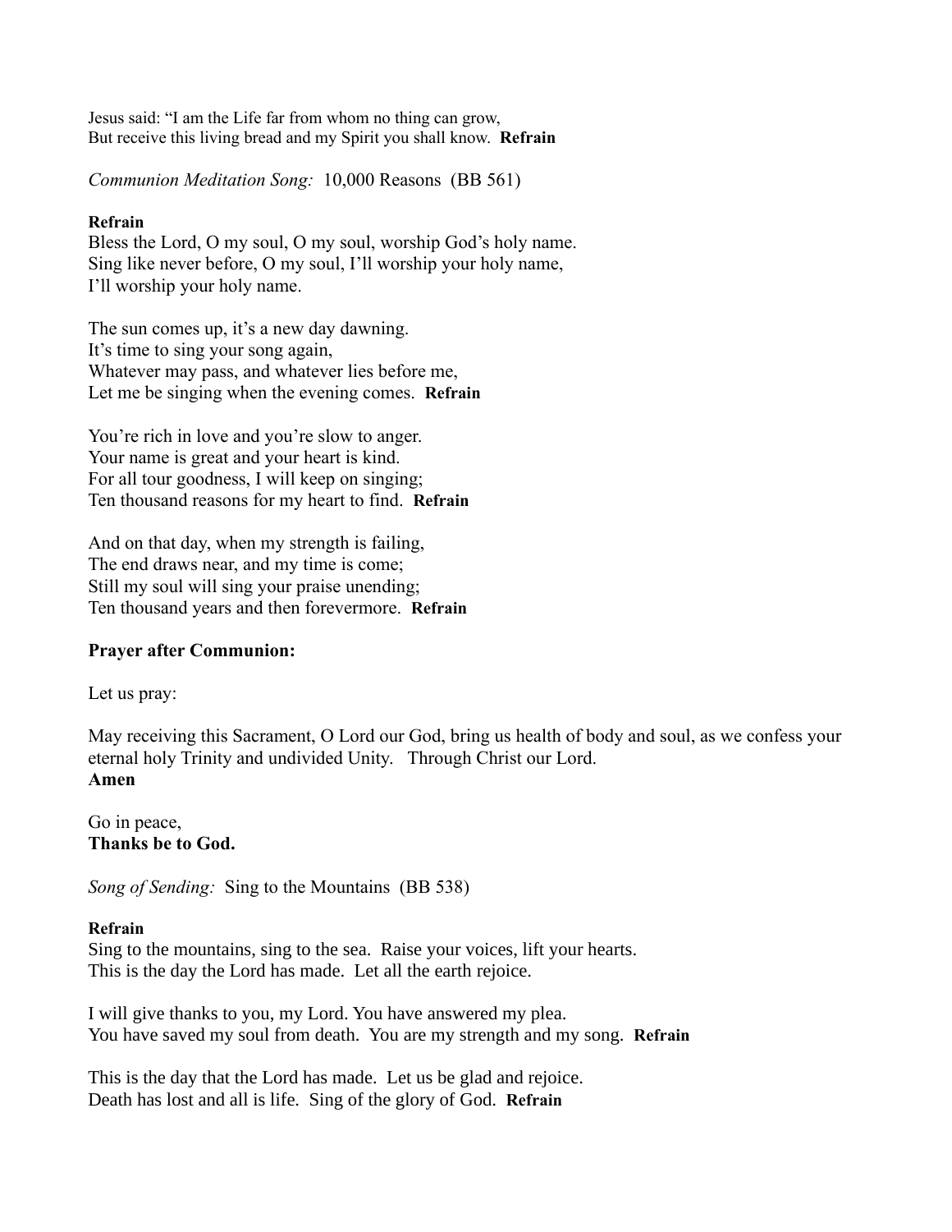Jesus said: "I am the Life far from whom no thing can grow,
But receive this living bread and my Spirit you shall know. **Refrain**

*Communion Meditation Song:* 10,000 Reasons (BB 561)

**Refrain**
Bless the Lord, O my soul, O my soul, worship God's holy name.
Sing like never before, O my soul, I'll worship your holy name,
I'll worship your holy name.

The sun comes up, it's a new day dawning.
It's time to sing your song again,
Whatever may pass, and whatever lies before me,
Let me be singing when the evening comes. **Refrain**

You're rich in love and you're slow to anger.
Your name is great and your heart is kind.
For all tour goodness, I will keep on singing;
Ten thousand reasons for my heart to find. **Refrain**

And on that day, when my strength is failing,
The end draws near, and my time is come;
Still my soul will sing your praise unending;
Ten thousand years and then forevermore. **Refrain**

**Prayer after Communion:**

Let us pray:

May receiving this Sacrament, O Lord our God, bring us health of body and soul, as we confess your eternal holy Trinity and undivided Unity. Through Christ our Lord.
**Amen**

Go in peace,
**Thanks be to God.**

*Song of Sending:* Sing to the Mountains (BB 538)

**Refrain**
Sing to the mountains, sing to the sea. Raise your voices, lift your hearts.
This is the day the Lord has made. Let all the earth rejoice.

I will give thanks to you, my Lord. You have answered my plea.
You have saved my soul from death. You are my strength and my song. **Refrain**

This is the day that the Lord has made. Let us be glad and rejoice.
Death has lost and all is life. Sing of the glory of God. **Refrain**